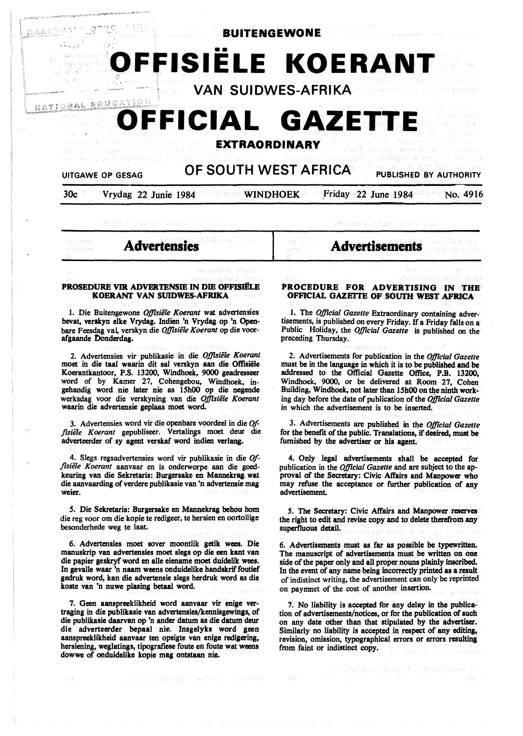# BUITENGEWONE

# OFFISIËLE KOERANT

## VAN SUIDWES-AFRIKA

# OFFICIAL GAZETTE

## EXTRAORDINARY

## OF SOUTH WEST AFRICA

UITGAWE OP GESAG — PUBLISHED BY AUTHORITY

30c — Vrydag 22 Junie 1984 — WINDHOEK — Friday 22 June 1984 — No. 4916

# Advertensies

### PROSEDURE VIR ADVERTENSIE IN DIE OFFISIËLE KOERANT VAN SUIDWES-AFRIKA

1. Die Buitengewone *Offisiële Koerant* wat advertensies bevat, verskyn elke Vrydag. Indien 'n Vrydag op 'n Openbare Feesdag val, verskyn die *Offisiële Koerant* op die voorafgaande Donderdag.

2. Advertensies vir publikasie in die *Offisiële Koerant* moet in die taal waarin dit sal verskyn aan die Offisiële Koerantkantoor, P.S. 13200, Windhoek, 9000 geadresseer word of by Kamer 27, Cohengebou, Windhoek, ingehandig word nie later nie as 15h00 op die negende werksdag voor die verskyning van die *Offisiële Koerant* waarin die advertensie geplaas moet word.

3. Advertensies word vir die openbare voordeel in die *Offisiële Koerant* gepubliseer. Vertalings moet deur die adverteerder of sy agent verskaf word indien verlang.

4. Slegs regsadvertensies word vir publikasie in die *Offisiële Koerant* aanvaar en is onderworpe aan die goedkeuring van die Sekretaris: Burgersake en Mannekrag wat die aanvaarding of verdere publikasie van 'n advertensie mag weier.

5. Die Sekretaris: Burgersake en Mannekrag behou hom die reg voor om die kopie te redigeer, te hersien en oortollige besonderhede weg te laat.

6. Advertensies moet sover moontlik getik wees. Die manuskrip van advertensies moet slegs op die een kant van die papier geskryf word en alle eiename moet duidelik wees. In gevalle waar 'n naam weens onduidelike handskrif foutief gedruk word, kan die advertensie slegs herdruk word as die koste van 'n nuwe plasing betaal word.

7. Geen aanspreeklikheid word aanvaar vir enige vertraging in die publikasie van advertensies/kennisgewings, of die publikasie daarvan op 'n ander datum as die datum deur die adverteerder bepaal nie. Insgelyks word geen aanspreeklikheid aanvaar ten opsigte van enige redigering, hersiening, weglatings, tipografiese foute en foute wat weens dowwe of onduidelike kopie mag ontstaan nie.

# Advertisements

### PROCEDURE FOR ADVERTISING IN THE OFFICIAL GAZETTE OF SOUTH WEST AFRICA

1. The *Official Gazette* Extraordinary containing advertisements, is published on every Friday. If a Friday falls on a Public Holiday, the *Official Gazette* is published on the preceding Thursday.

2. Advertisements for publication in the *Official Gazette* must be in the language in which it is to be published and be addressed to the Official Gazette Office, P.B. 13200, Windhoek, 9000, or be delivered at Room 27, Cohen Building, Windhoek, not later than 15h00 on the ninth working day before the date of publication of the *Official Gazette* in which the advertisement is to be inserted.

3. Advertisements are published in the *Official Gazette* for the benefit of the public. Translations, if desired, must be furnished by the advertiser or his agent.

4. Only legal advertisements shall be accepted for publication in the *Official Gazette* and are subject to the approval of the Secretary: Civic Affairs and Manpower who may refuse the acceptance or further publication of any advertisement.

5. The Secretary: Civic Affairs and Manpower reserves the right to edit and revise copy and to delete therefrom any superfluous detail.

6. Advertisements must as far as possible be typewritten. The manuscript of advertisements must be written on one side of the paper only and all proper nouns plainly inscribed. In the event of any name being incorrectly printed as a result of indistinct writing, the advertisement can only be reprinted on paymnet of the cost of another insertion.

7. No liability is accepted for any delay in the publication of advertisements/notices, or for the publication of such on any date other than that stipulated by the advertiser. Similarly no liability is accepted in respect of any editing, revision, omission, typographical errors or errors resulting from faint or indistinct copy.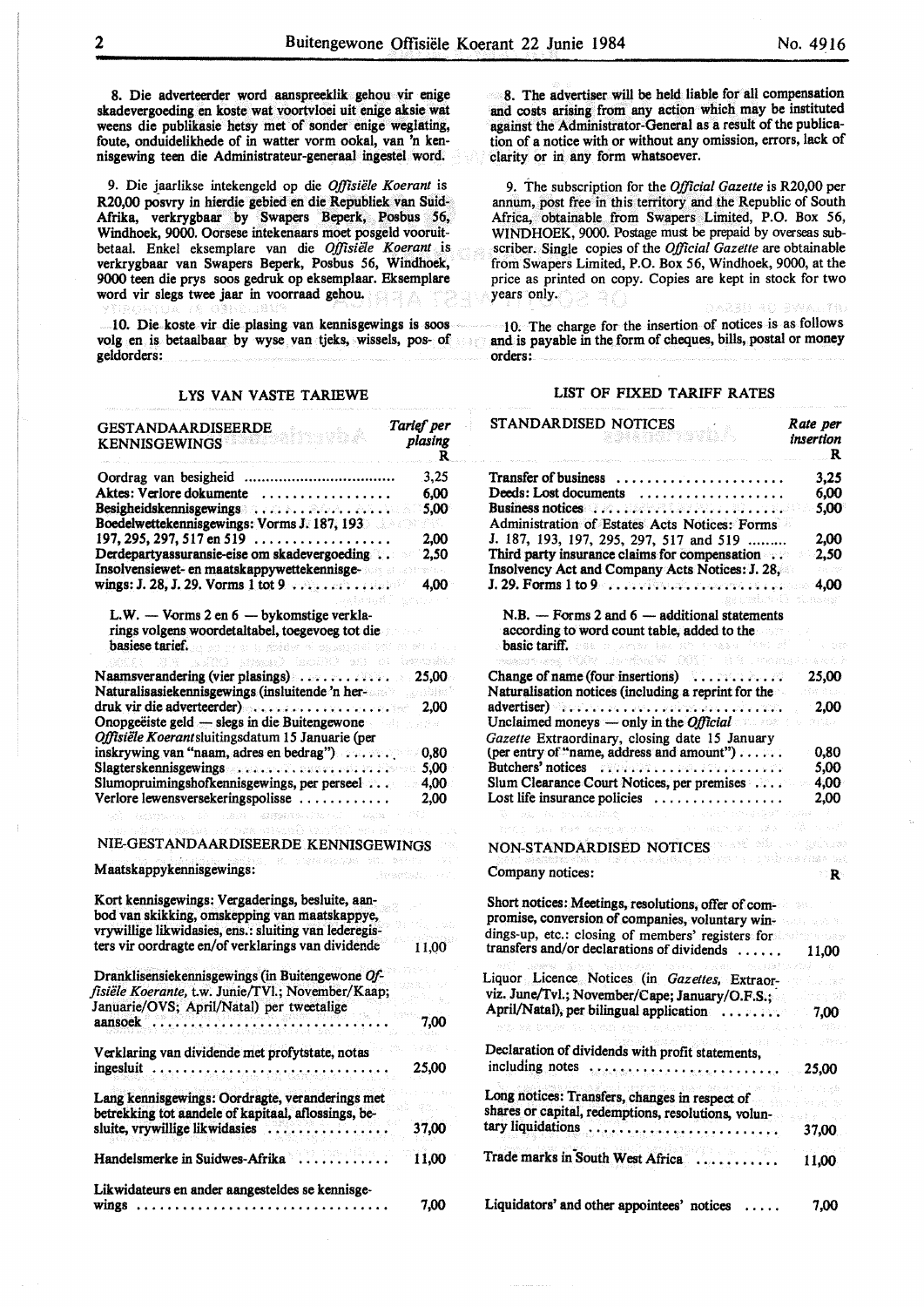8. Die adverteerder word aanspreeklik gehou vir enige skadevergoeding en koste wat voortvloei uit enige aksie wat weens die publikasie hetsy met of sonder enige weglating, foute, onduidelikhede of in watter vorm ookal, van 'n kennisgewing teen die Administrateur-generaal ingestel word.

9. Die jaarlikse intekengeld op die *Offisiële Koerant* is R20,00 posvry in hierdie gebied en die Republiek van Suid-Afrika, verkrygbaar by Swapers Beperk, Posbus 56, Windhoek, 9000. Oorsese intekenaars moet posgeld vooruitbetaal. Enkel eksemplare van die *Offisiële Koerant* is verkrygbaar van Swapers Beperk, Posbus 56, Windhoek, 9000 teen die prys soos gedruk op eksemplaar. Eksemplare word vir slegs twee jaar in voorraad gehou.

10. Die koste vir die plasing van kennisgewings is soos volg en is betaalbaar by wyse van tjeks, wissels, pos- of geldorders:

## LYS VAN VASTE TARIEWE

| GESTANDAARDISEERDE KENNISGEWINGS | Tarief per plasing R |
|---|---|
| Oordrag van besigheid | 3,25 |
| Aktes: Verlore dokumente | 6,00 |
| Besigheidskennisgewings | 5,00 |
| Boedelwettekennisgewings: Vorms J. 187, 193 197, 295, 297, 517 en 519 | 2,00 |
| Derdepartyassuransie-eise om skadevergoeding | 2,50 |
| Insolvensiewet- en maatskappywettekennisgewings: J. 28, J. 29. Vorms 1 tot 9 | 4,00 |
| L.W. — Vorms 2 en 6 — bykomstige verklarings volgens woordetaltabel, toegevoeg tot die basiese tarief. | |
| Naamsverandering (vier plasings) | 25,00 |
| Naturalisasiekennisgewings (insluitende 'n herdruk vir die adverteerder) | 2,00 |
| Onopgeëiste geld — slegs in die Buitengewone *Offisiële Koerant* sluitingsdatum 15 Januarie (per inskrywing van "naam, adres en bedrag") | 0,80 |
| Slagterskennisgewings | 5,00 |
| Slumopruimingshofkennisgewings, per perseel | 4,00 |
| Verlore lewensversekeringspolisse | 2,00 |

## NIE-GESTANDAARDISEERDE KENNISGEWINGS

| Maatskappykennisgewings: | |
|---|---|
| Kort kennisgewings: Vergaderings, besluite, aanbod van skikking, omskepping van maatskappye, vrywillige likwidasies, ens.: sluiting van lederegisters vir oordragte en/of verklarings van dividende | 11,00 |
| Dranklisensiekennisgewings (in Buitengewone *Offisiële Koerante*, t.w. Junie/TVl.; November/Kaap; Januarie/OVS; April/Natal) per tweetalige aansoek | 7,00 |
| Verklaring van dividende met profytstate, notas ingesluit | 25,00 |
| Lang kennisgewings: Oordragte, veranderings met betrekking tot aandele of kapitaal, aflossings, besluite, vrywillige likwidasies | 37,00 |
| Handelsmerke in Suidwes-Afrika | 11,00 |
| Likwidateurs en ander aangesteldes se kennisgewings | 7,00 |

8. The advertiser will be held liable for all compensation and costs arising from any action which may be instituted against the Administrator-General as a result of the publication of a notice with or without any omission, errors, lack of clarity or in any form whatsoever.

9. The subscription for the *Official Gazette* is R20,00 per annum, post free in this territory and the Republic of South Africa, obtainable from Swapers Limited, P.O. Box 56, WINDHOEK, 9000. Postage must be prepaid by overseas subscriber. Single copies of the *Official Gazette* are obtainable from Swapers Limited, P.O. Box 56, Windhoek, 9000, at the price as printed on copy. Copies are kept in stock for two years only.

10. The charge for the insertion of notices is as follows and is payable in the form of cheques, bills, postal or money orders:

## LIST OF FIXED TARIFF RATES

| STANDARDISED NOTICES | Rate per insertion R |
|---|---|
| Transfer of business | 3,25 |
| Deeds: Lost documents | 6,00 |
| Business notices | 5,00 |
| Administration of Estates Acts Notices: Forms J. 187, 193, 197, 295, 297, 517 and 519 | 2,00 |
| Third party insurance claims for compensation | 2,50 |
| Insolvency Act and Company Acts Notices: J. 28, J. 29. Forms 1 to 9 | 4,00 |
| N.B. — Forms 2 and 6 — additional statements according to word count table, added to the basic tariff. | |
| Change of name (four insertions) | 25,00 |
| Naturalisation notices (including a reprint for the advertiser) | 2,00 |
| Unclaimed moneys — only in the *Official Gazette* Extraordinary, closing date 15 January (per entry of "name, address and amount") | 0,80 |
| Butchers' notices | 5,00 |
| Slum Clearance Court Notices, per premises | 4,00 |
| Lost life insurance policies | 2,00 |

## NON-STANDARDISED NOTICES

| Company notices: | R |
|---|---|
| Short notices: Meetings, resolutions, offer of compromise, conversion of companies, voluntary windings-up, etc.: closing of members' registers for transfers and/or declarations of dividends | 11,00 |
| Liquor Licence Notices (in *Gazettes*, Extraor- viz. June/Tvl.; November/Cape; January/O.F.S.; April/Natal), per bilingual application | 7,00 |
| Declaration of dividends with profit statements, including notes | 25,00 |
| Long notices: Transfers, changes in respect of shares or capital, redemptions, resolutions, voluntary liquidations | 37,00 |
| Trade marks in South West Africa | 11,00 |
| Liquidators' and other appointees' notices | 7,00 |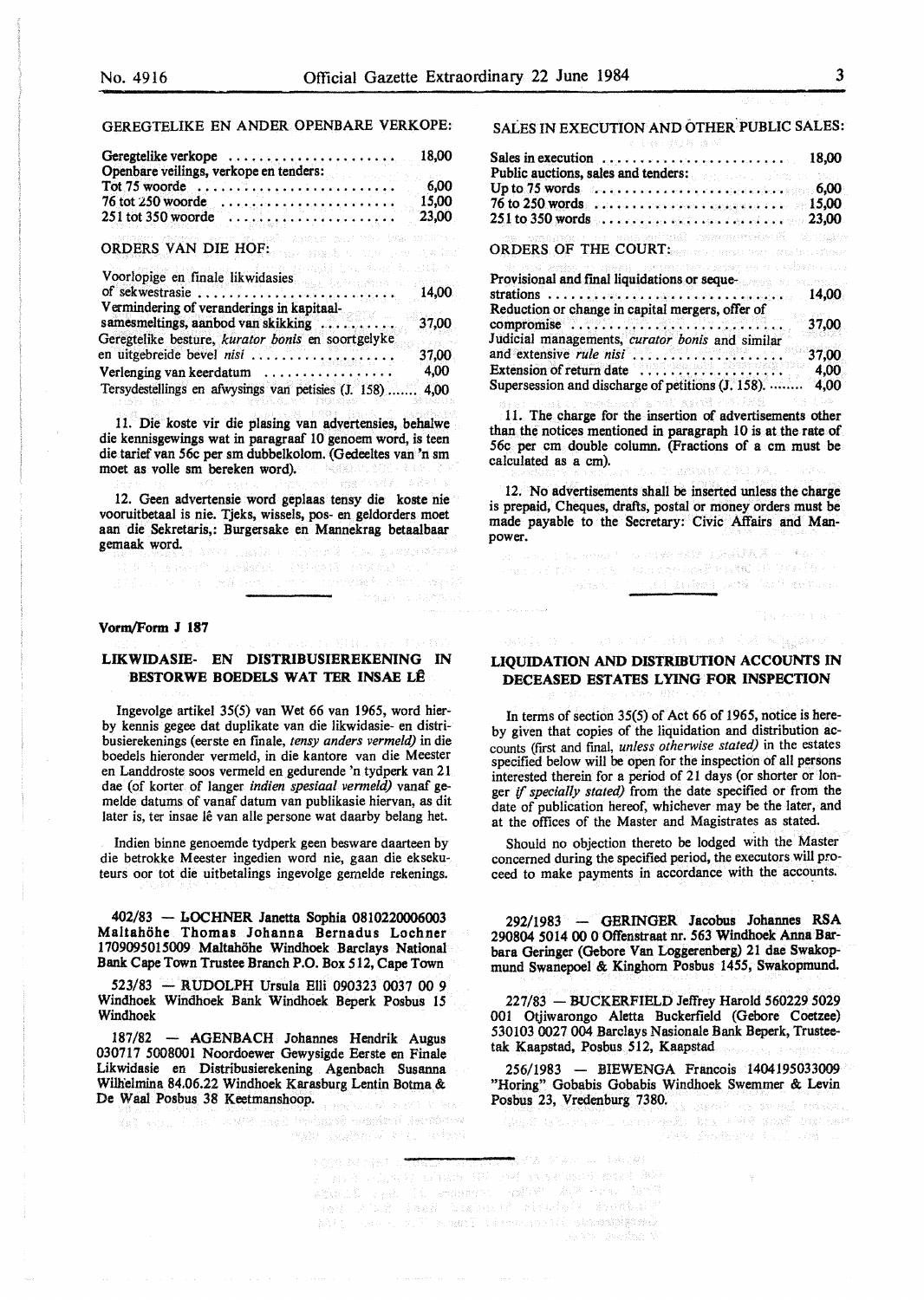GEREGTELIKE EN ANDER OPENBARE VERKOPE:

| | |
|---|---|
| Geregtelike verkope | 18,00 |
| Openbare veilings, verkope en tenders: | |
| Tot 75 woorde | 6,00 |
| 76 tot 250 woorde | 15,00 |
| 251 tot 350 woorde | 23,00 |

ORDERS VAN DIE HOF:

| | |
|---|---|
| Voorlopige en finale likwidasies of sekwestrasie | 14,00 |
| Vermindering of veranderings in kapitaal-samesmeltings, aanbod van skikking | 37,00 |
| Geregtelike besture, *kurator bonis* en soortgelyke en uitgebreide bevel *nisi* | 37,00 |
| Verlenging van keerdatum | 4,00 |
| Tersydestellings en afwysings van petisies (J. 158) | 4,00 |

11. Die koste vir die plasing van advertensies, behalwe die kennisgewings wat in paragraaf 10 genoem word, is teen die tarief van 56c per sm dubbelkolom. (Gedeeltes van 'n sm moet as volle sm bereken word).

12. Geen advertensie word geplaas tensy die koste nie vooruitbetaal is nie. Tjeks, wissels, pos- en geldorders moet aan die Sekretaris,: Burgersake en Mannekrag betaalbaar gemaak word.

SALES IN EXECUTION AND OTHER PUBLIC SALES:

| | |
|---|---|
| Sales in execution | 18,00 |
| Public auctions, sales and tenders: | |
| Up to 75 words | 6,00 |
| 76 to 250 words | 15,00 |
| 251 to 350 words | 23,00 |

ORDERS OF THE COURT:

| | |
|---|---|
| Provisional and final liquidations or sequestrations | 14,00 |
| Reduction or change in capital mergers, offer of compromise | 37,00 |
| Judicial managements, *curator bonis* and similar and extensive *rule nisi* | 37,00 |
| Extension of return date | 4,00 |
| Supersession and discharge of petitions (J. 158) | 4,00 |

11. The charge for the insertion of advertisements other than the notices mentioned in paragraph 10 is at the rate of 56c per cm double column. (Fractions of a cm must be calculated as a cm).

12. No advertisements shall be inserted unless the charge is prepaid, Cheques, drafts, postal or money orders must be made payable to the Secretary: Civic Affairs and Manpower.

**Vorm/Form J 187**

## LIKWIDASIE- EN DISTRIBUSIEREKENING IN BESTORWE BOEDELS WAT TER INSAE LÊ

Ingevolge artikel 35(5) van Wet 66 van 1965, word hierby kennis gegee dat duplikate van die likwidasie- en distribusierekenings (eerste en finale, *tensy anders vermeld)* in die boedels hieronder vermeld, in die kantore van die Meester en Landdroste soos vermeld en gedurende 'n tydperk van 21 dae (of korter of langer *indien spesiaal vermeld)* vanaf gemelde datums of vanaf datum van publikasie hiervan, as dit later is, ter insae lê van alle persone wat daarby belang het.

Indien binne genoemde tydperk geen besware daarteen by die betrokke Meester ingedien word nie, gaan die eksekuteurs oor tot die uitbetalings ingevolge gemelde rekenings.

402/83 — LOCHNER Janetta Sophia 0810220006003 Maltahöhe Thomas Johanna Bernadus Lochner 1709095015009 Maltahöhe Windhoek Barclays National Bank Cape Town Trustee Branch P.O. Box 512, Cape Town

523/83 — RUDOLPH Ursula Elli 090323 0037 00 9 Windhoek Windhoek Bank Windhoek Beperk Posbus 15 Windhoek

187/82 — AGENBACH Johannes Hendrik Augus 030717 5008001 Noordoewer Gewysigde Eerste en Finale Likwidasie en Distribusierekening Agenbach Susanna Wilhelmina 84.06.22 Windhoek Karasburg Lentin Botma & De Waal Posbus 38 Keetmanshoop.

## LIQUIDATION AND DISTRIBUTION ACCOUNTS IN DECEASED ESTATES LYING FOR INSPECTION

In terms of section 35(5) of Act 66 of 1965, notice is hereby given that copies of the liquidation and distribution accounts (first and final, *unless otherwise stated)* in the estates specified below will be open for the inspection of all persons interested therein for a period of 21 days (or shorter or longer *if specially stated)* from the date specified or from the date of publication hereof, whichever may be the later, and at the offices of the Master and Magistrates as stated.

Should no objection thereto be lodged with the Master concerned during the specified period, the executors will proceed to make payments in accordance with the accounts.

292/1983 — GERINGER Jacobus Johannes RSA 290804 5014 00 0 Offenstraat nr. 563 Windhoek Anna Barbara Geringer (Gebore Van Loggerenberg) 21 dae Swakopmund Swanepoel & Kinghorn Posbus 1455, Swakopmund.

227/83 — BUCKERFIELD Jeffrey Harold 560229 5029 001 Otjiwarongo Aletta Buckerfield (Gebore Coetzee) 530103 0027 004 Barclays Nasionale Bank Beperk, Trusteetak Kaapstad, Posbus 512, Kaapstad

256/1983 — BIEWENGA Francois 1404195033009 "Horing" Gobabis Gobabis Windhoek Swemmer & Levin Posbus 23, Vredenburg 7380.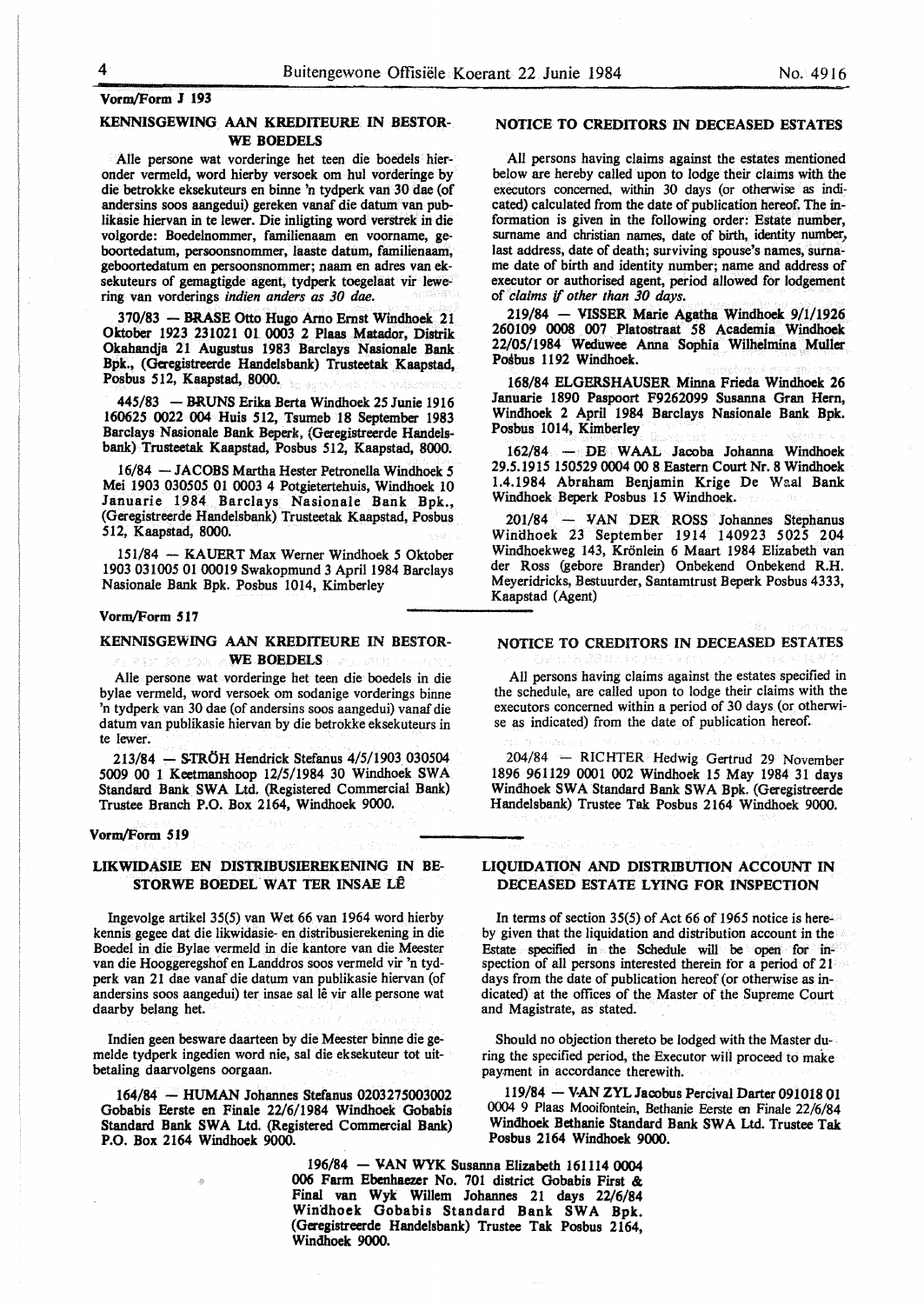**Vorm/Form J 193**

## KENNISGEWING AAN KREDITEURE IN BESTORWE BOEDELS

Alle persone wat vorderinge het teen die boedels hieronder vermeld, word hierby versoek om hul vorderinge by die betrokke eksekuteurs en binne 'n tydperk van 30 dae (of andersins soos aangedui) gereken vanaf die datum van publikasie hiervan in te lewer. Die inligting word verstrek in die volgorde: Boedelnommer, familienaam en voorname, geboortedatum, persoonsnommer, laaste datum, familienaam, geboortedatum en persoonsnommer; naam en adres van eksekuteurs of gemagtigde agent, tydperk toegelaat vir lewering van vorderings *indien anders as 30 dae.*

370/83 — **BRASE** Otto Hugo Arno Ernst Windhoek 21 Oktober 1923 231021 01 0003 2 Plaas Matador, Distrik Okahandja 21 Augustus 1983 Barclays Nasionale Bank Bpk., (Geregistreerde Handelsbank) Trusteetak Kaapstad, Posbus 512, Kaapstad, 8000.

445/83 — **BRUNS** Erika Berta Windhoek 25 Junie 1916 160625 0022 004 Huis 512, Tsumeb 18 September 1983 Barclays Nasionale Bank Beperk, (Geregistreerde Handelsbank) Trusteetak Kaapstad, Posbus 512, Kaapstad, 8000.

16/84 — **JACOBS** Martha Hester Petronella Windhoek 5 Mei 1903 030505 01 0003 4 Potgietertehuis, Windhoek 10 Januarie 1984 Barclays Nasionale Bank Bpk., (Geregistreerde Handelsbank) Trusteetak Kaapstad, Posbus 512, Kaapstad, 8000.

151/84 — **KAUERT** Max Werner Windhoek 5 Oktober 1903 031005 01 00019 Swakopmund 3 April 1984 Barclays Nasionale Bank Bpk. Posbus 1014, Kimberley

## NOTICE TO CREDITORS IN DECEASED ESTATES

All persons having claims against the estates mentioned below are hereby called upon to lodge their claims with the executors concerned, within 30 days (or otherwise as indicated) calculated from the date of publication hereof. The information is given in the following order: Estate number, surname and christian names, date of birth, identity number, last address, date of death; surviving spouse's names, surname date of birth and identity number; name and address of executor or authorised agent, period allowed for lodgement of *claims if other than 30 days.*

219/84 — **VISSER** Marie Agatha Windhoek 9/1/1926 260109 0008 007 Platostraat 58 Academia Windhoek 22/05/1984 Weduwee Anna Sophia Wilhelmina Muller Posbus 1192 Windhoek.

168/84 **ELGERSHAUSER** Minna Frieda Windhoek 26 Januarie 1890 Paspoort F9262099 Susanna Gran Hern, Windhoek 2 April 1984 Barclays Nasionale Bank Bpk. Posbus 1014, Kimberley

162/84 — **DE WAAL** Jacoba Johanna Windhoek 29.5.1915 150529 0004 00 8 Eastern Court Nr. 8 Windhoek 1.4.1984 Abraham Benjamin Krige De Waal Bank Windhoek Beperk Posbus 15 Windhoek.

201/84 — **VAN DER ROSS** Johannes Stephanus Windhoek 23 September 1914 140923 5025 204 Windhoekweg 143, Krönlein 6 Maart 1984 Elizabeth van der Ross (gebore Brander) Onbekend Onbekend R.H. Meyeridricks, Bestuurder, Santamtrust Beperk Posbus 4333, Kaapstad (Agent)

**Vorm/Form 517**

## KENNISGEWING AAN KREDITEURE IN BESTORWE BOEDELS

Alle persone wat vorderinge het teen die boedels in die bylae vermeld, word versoek om sodanige vorderings binne 'n tydperk van 30 dae (of andersins soos aangedui) vanaf die datum van publikasie hiervan by die betrokke eksekuteurs in te lewer.

213/84 — **STRÖH** Hendrick Stefanus 4/5/1903 030504 5009 00 1 Keetmanshoop 12/5/1984 30 Windhoek SWA Standard Bank SWA Ltd. (Registered Commercial Bank) Trustee Branch P.O. Box 2164, Windhoek 9000.

## NOTICE TO CREDITORS IN DECEASED ESTATES

All persons having claims against the estates specified in the schedule, are called upon to lodge their claims with the executors concerned within a period of 30 days (or otherwise as indicated) from the date of publication hereof.

204/84 — RICHTER Hedwig Gertrud 29 November 1896 961129 0001 002 Windhoek 15 May 1984 31 days Windhoek SWA Standard Bank SWA Bpk. (Geregistreerde Handelsbank) Trustee Tak Posbus 2164 Windhoek 9000.

**Vorm/Form 519**

## LIKWIDASIE EN DISTRIBUSIEREKENING IN BESTORWE BOEDEL WAT TER INSAE LÊ

Ingevolge artikel 35(5) van Wet 66 van 1964 word hierby kennis gegee dat die likwidasie- en distribusierekening in die Boedel in die Bylae vermeld in die kantore van die Meester van die Hooggeregshof en Landdros soos vermeld vir 'n tydperk van 21 dae vanaf die datum van publikasie hiervan (of andersins soos aangedui) ter insae sal lê vir alle persone wat daarby belang het.

Indien geen besware daarteen by die Meester binne die gemelde tydperk ingedien word nie, sal die eksekuteur tot uitbetaling daarvolgens oorgaan.

164/84 — **HUMAN** Johannes Stefanus 0203275003002 Gobabis Eerste en Finale 22/6/1984 Windhoek Gobabis Standard Bank SWA Ltd. (Registered Commercial Bank) P.O. Box 2164 Windhoek 9000.

## LIQUIDATION AND DISTRIBUTION ACCOUNT IN DECEASED ESTATE LYING FOR INSPECTION

In terms of section 35(5) of Act 66 of 1965 notice is hereby given that the liquidation and distribution account in the Estate specified in the Schedule will be open for inspection of all persons interested therein for a period of 21 days from the date of publication hereof (or otherwise as indicated) at the offices of the Master of the Supreme Court and Magistrate, as stated.

Should no objection thereto be lodged with the Master during the specified period, the Executor will proceed to make payment in accordance therewith.

119/84 — **VAN ZYL** Jacobus Percival Darter 091018 01 0004 9 Plaas Mooifontein, Bethanie Eerste en Finale 22/6/84 Windhoek Bethanie Standard Bank SWA Ltd. Trustee Tak Posbus 2164 Windhoek 9000.

196/84 — **VAN WYK** Susanna Elizabeth 161114 0004 006 Farm Ebenhaezer No. 701 district Gobabis First & Final van Wyk Willem Johannes 21 days 22/6/84 Windhoek Gobabis Standard Bank SWA Bpk. (Geregistreerde Handelsbank) Trustee Tak Posbus 2164, Windhoek 9000.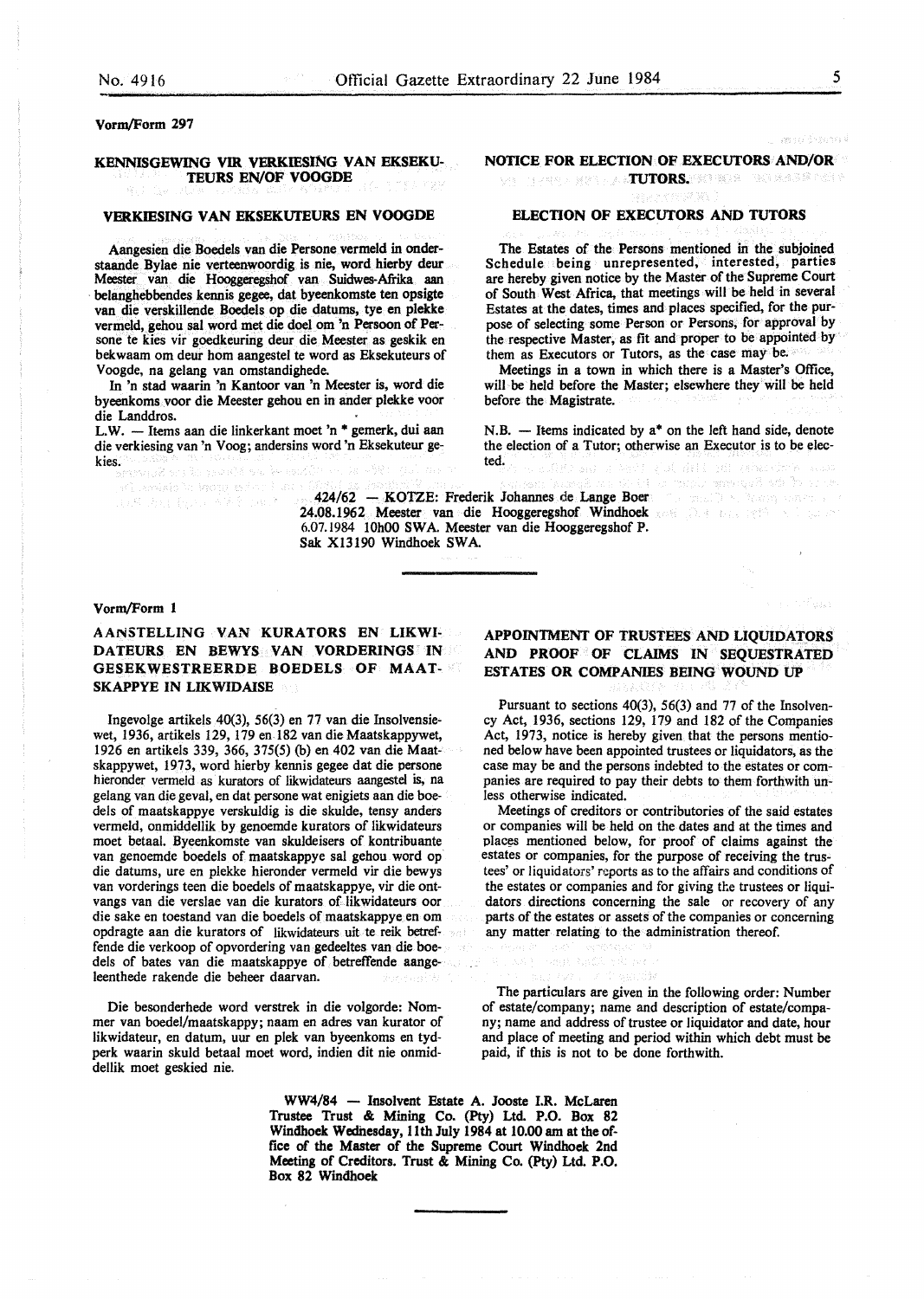Vorm/Form 297

## KENNISGEWING VIR VERKIESING VAN EKSEKUTEURS EN/OF VOOGDE

### VERKIESING VAN EKSEKUTEURS EN VOOGDE

Aangesien die Boedels van die Persone vermeld in onderstaande Bylae nie verteenwoordig is nie, word hierby deur Meester van die Hooggeregshof van Suidwes-Afrika aan belanghebbendes kennis gegee, dat byeenkomste ten opsigte van die verskillende Boedels op die datums, tye en plekke vermeld, gehou sal word met die doel om 'n Persoon of Persone te kies vir goedkeuring deur die Meester as geskik en bekwaam om deur hom aangestel te word as Eksekuteurs of Voogde, na gelang van omstandighede.

In 'n stad waarin 'n Kantoor van 'n Meester is, word die byeenkoms voor die Meester gehou en in ander plekke voor die Landdros.

L.W. — Items aan die linkerkant moet 'n * gemerk, dui aan die verkiesing van 'n Voog; andersins word 'n Eksekuteur gekies.

## NOTICE FOR ELECTION OF EXECUTORS AND/OR TUTORS.

### ELECTION OF EXECUTORS AND TUTORS

The Estates of the Persons mentioned in the subjoined Schedule being unrepresented, interested, parties are hereby given notice by the Master of the Supreme Court of South West Africa, that meetings will be held in several Estates at the dates, times and places specified, for the purpose of selecting some Person or Persons, for approval by the respective Master, as fit and proper to be appointed by them as Executors or Tutors, as the case may be.

Meetings in a town in which there is a Master's Office, will be held before the Master; elsewhere they will be held before the Magistrate.

N.B. — Items indicated by a* on the left hand side, denote the election of a Tutor; otherwise an Executor is to be elected.

424/62 — KOTZE: Frederik Johannes de Lange Boer 24.08.1962 Meester van die Hooggeregshof Windhoek 6.07.1984 10h00 SWA. Meester van die Hooggeregshof P. Sak X13190 Windhoek SWA.

---

Vorm/Form 1

## AANSTELLING VAN KURATORS EN LIKWIDATEURS EN BEWYS VAN VORDERINGS IN GESEKWESTREERDE BOEDELS OF MAATSKAPPYE IN LIKWIDAISE

Ingevolge artikels 40(3), 56(3) en 77 van die Insolvensiewet, 1936, artikels 129, 179 en 182 van die Maatskappywet, 1926 en artikels 339, 366, 375(5) (b) en 402 van die Maatskappywet, 1973, word hierby kennis gegee dat die persone hieronder vermeld as kurators of likwidateurs aangestel is, na gelang van die geval, en dat persone wat enigiets aan die boedels of maatskappye verskuldig is die skulde, tensy anders vermeld, onmiddellik by genoemde kurators of likwidateurs moet betaal. Byeenkomste van skuldeisers of kontribuante van genoemde boedels of maatskappye sal gehou word op die datums, ure en plekke hieronder vermeld vir die bewys van vorderings teen die boedels of maatskappye, vir die ontvangs van die verslae van die kurators of likwidateurs oor die sake en toestand van die boedels of maatskappye en om opdragte aan die kurators of likwidateurs uit te reik betreffende die verkoop of opvordering van gedeeltes van die boedels of bates van die maatskappye of betreffende aangeleenthede rakende die beheer daarvan.

Die besonderhede word verstrek in die volgorde: Nommer van boedel/maatskappy; naam en adres van kurator of likwidateur, en datum, uur en plek van byeenkoms en tydperk waarin skuld betaal moet word, indien dit nie onmiddellik moet geskied nie.

## APPOINTMENT OF TRUSTEES AND LIQUIDATORS AND PROOF OF CLAIMS IN SEQUESTRATED ESTATES OR COMPANIES BEING WOUND UP

Pursuant to sections 40(3), 56(3) and 77 of the Insolvency Act, 1936, sections 129, 179 and 182 of the Companies Act, 1973, notice is hereby given that the persons mentioned below have been appointed trustees or liquidators, as the case may be and the persons indebted to the estates or companies are required to pay their debts to them forthwith unless otherwise indicated.

Meetings of creditors or contributories of the said estates or companies will be held on the dates and at the times and places mentioned below, for proof of claims against the estates or companies, for the purpose of receiving the trustees' or liquidators' reports as to the affairs and conditions of the estates or companies and for giving the trustees or liquidators directions concerning the sale or recovery of any parts of the estates or assets of the companies or concerning any matter relating to the administration thereof.

The particulars are given in the following order: Number of estate/company; name and description of estate/company; name and address of trustee or liquidator and date, hour and place of meeting and period within which debt must be paid, if this is not to be done forthwith.

**WW4/84 — Insolvent Estate A. Jooste I.R. McLaren Trustee Trust & Mining Co. (Pty) Ltd. P.O. Box 82 Windhoek Wednesday, 11th July 1984 at 10.00 am at the office of the Master of the Supreme Court Windhoek 2nd Meeting of Creditors. Trust & Mining Co. (Pty) Ltd. P.O. Box 82 Windhoek**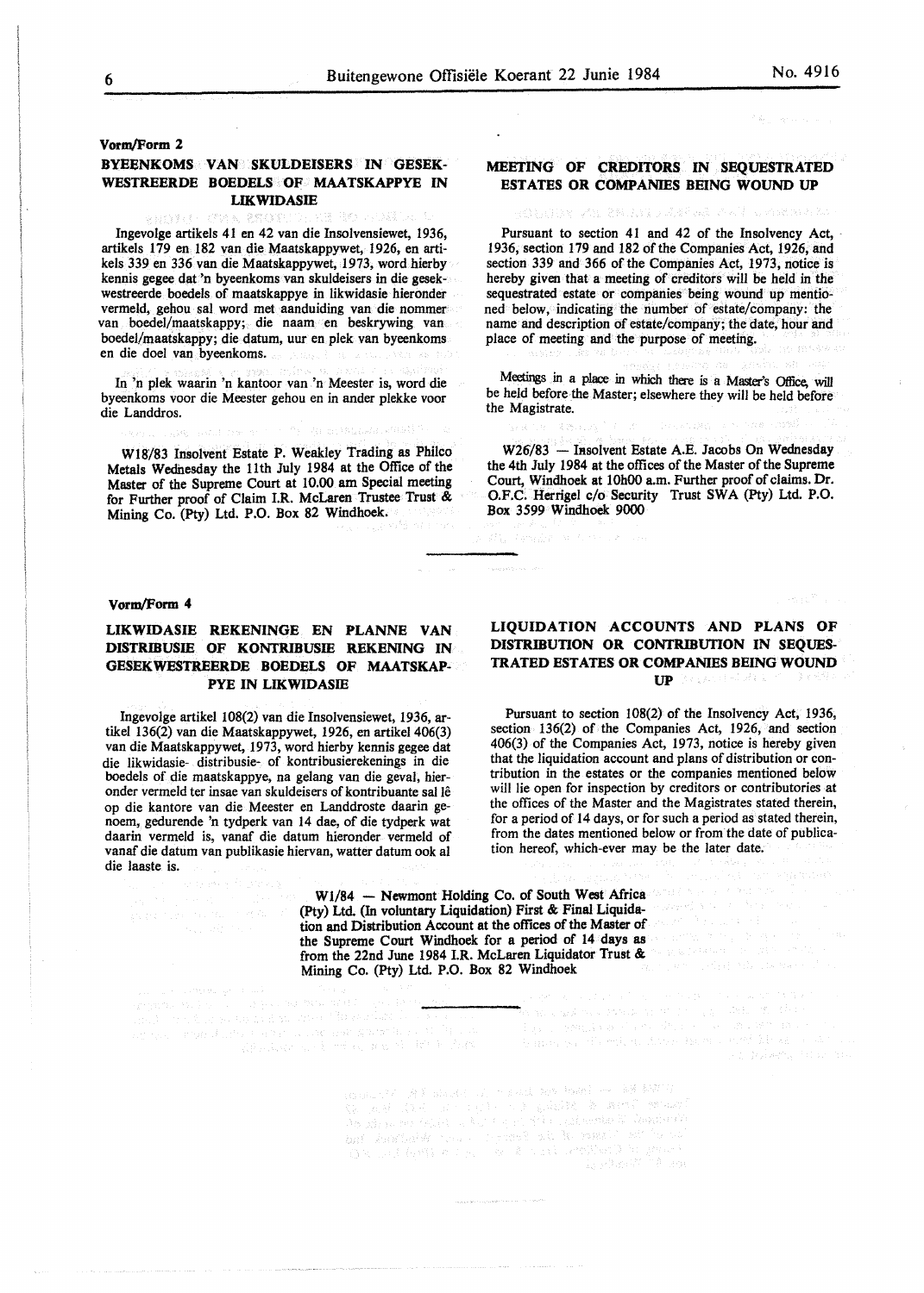## Vorm/Form 2

### BYEENKOMS VAN SKULDEISERS IN GESEKWESTREERDE BOEDELS OF MAATSKAPPYE IN LIKWIDASIE

Ingevolge artikels 41 en 42 van die Insolvensiewet, 1936, artikels 179 en 182 van die Maatskappywet, 1926, en artikels 339 en 336 van die Maatskappywet, 1973, word hierby kennis gegee dat 'n byeenkoms van skuldeisers in die gesekwestreerde boedels of maatskappye in likwidasie hieronder vermeld, gehou sal word met aanduiding van die nommer van boedel/maatskappy; die naam en beskrywing van boedel/maatskappy; die datum, uur en plek van byeenkoms en die doel van byeenkoms.

In 'n plek waarin 'n kantoor van 'n Meester is, word die byeenkoms voor die Meester gehou en in ander plekke voor die Landdros.

W18/83 Insolvent Estate P. Weakley Trading as Philco Metals Wednesday the 11th July 1984 at the Office of the Master of the Supreme Court at 10.00 am Special meeting for Further proof of Claim I.R. McLaren Trustee Trust & Mining Co. (Pty) Ltd. P.O. Box 82 Windhoek.

### MEETING OF CREDITORS IN SEQUESTRATED ESTATES OR COMPANIES BEING WOUND UP

Pursuant to section 41 and 42 of the Insolvency Act, 1936, section 179 and 182 of the Companies Act, 1926, and section 339 and 366 of the Companies Act, 1973, notice is hereby given that a meeting of creditors will be held in the sequestrated estate or companies being wound up mentioned below, indicating the number of estate/company: the name and description of estate/company; the date, hour and place of meeting and the purpose of meeting.

Meetings in a place in which there is a Master's Office, will be held before the Master; elsewhere they will be held before the Magistrate.

W26/83 — Insolvent Estate A.E. Jacobs On Wednesday the 4th July 1984 at the offices of the Master of the Supreme Court, Windhoek at 10h00 a.m. Further proof of claims. Dr. O.F.C. Herrigel c/o Security Trust SWA (Pty) Ltd. P.O. Box 3599 Windhoek 9000

---

## Vorm/Form 4

### LIKWIDASIE REKENINGE EN PLANNE VAN DISTRIBUSIE OF KONTRIBUSIE REKENING IN GESEKWESTREERDE BOEDELS OF MAATSKAPPYE IN LIKWIDASIE

Ingevolge artikel 108(2) van die Insolvensiewet, 1936, artikel 136(2) van die Maatskappywet, 1926, en artikel 406(3) van die Maatskappywet, 1973, word hierby kennis gegee dat die likwidasie- distribusie- of kontribusierekenings in die boedels of die maatskappye, na gelang van die geval, hieronder vermeld ter insae van skuldeisers of kontribuante sal lê op die kantore van die Meester en Landdroste daarin genoem, gedurende 'n tydperk van 14 dae, of die tydperk wat daarin vermeld is, vanaf die datum hieronder vermeld of vanaf die datum van publikasie hiervan, watter datum ook al die laaste is.

### LIQUIDATION ACCOUNTS AND PLANS OF DISTRIBUTION OR CONTRIBUTION IN SEQUESTRATED ESTATES OR COMPANIES BEING WOUND UP

Pursuant to section 108(2) of the Insolvency Act, 1936, section 136(2) of the Companies Act, 1926, and section 406(3) of the Companies Act, 1973, notice is hereby given that the liquidation account and plans of distribution or contribution in the estates or the companies mentioned below will lie open for inspection by creditors or contributories at the offices of the Master and the Magistrates stated therein, for a period of 14 days, or for such a period as stated therein, from the dates mentioned below or from the date of publication hereof, which-ever may be the later date.

W1/84 — Newmont Holding Co. of South West Africa (Pty) Ltd. (In voluntary Liquidation) First & Final Liquidation and Distribution Account at the offices of the Master of the Supreme Court Windhoek for a period of 14 days as from the 22nd June 1984 I.R. McLaren Liquidator Trust & Mining Co. (Pty) Ltd. P.O. Box 82 Windhoek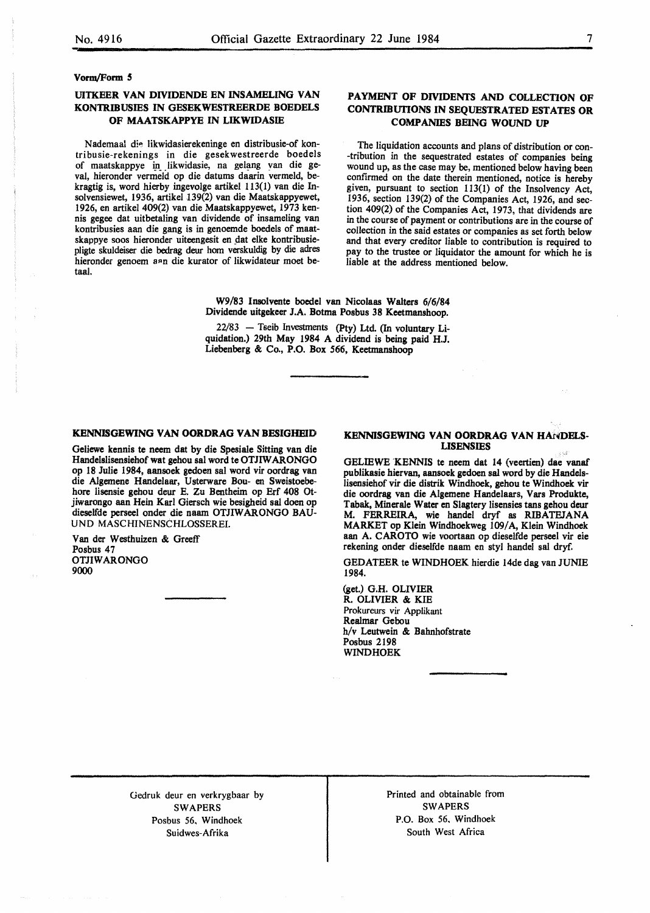**Vorm/Form 5**

### UITKEER VAN DIVIDENDE EN INSAMELING VAN KONTRIBUSIES IN GESEKWESTREERDE BOEDELS OF MAATSKAPPYE IN LIKWIDASIE

Nademaal die likwidasierekeninge en distribusie-of kontribusie-rekenings in die gesekwestreerde boedels of maatskappye in likwidasie, na gelang van die geval, hieronder vermeld op die datums daarin vermeld, bekragtig is, word hierby ingevolge artikel 113(1) van die Insolvensiewet, 1936, artikel 139(2) van die Maatskappyewet, 1926, en artikel 409(2) van die Maatskappyewet, 1973 kennis gegee dat uitbetaling van dividende of insameling van kontribusies aan die gang is in genoemde boedels of maatskappye soos hieronder uiteengesit en dat elke kontribusiepligte skuldeiser die bedrag deur hom verskuldig by die adres hieronder genoem aan die kurator of likwidateur moet betaal.

### PAYMENT OF DIVIDENTS AND COLLECTION OF CONTRIBUTIONS IN SEQUESTRATED ESTATES OR COMPANIES BEING WOUND UP

The liquidation accounts and plans of distribution or contribution in the sequestrated estates of companies being wound up, as the case may be, mentioned below having been confirmed on the date therein mentioned, notice is hereby given, pursuant to section 113(1) of the Insolvency Act, 1936, section 139(2) of the Companies Act, 1926, and section 409(2) of the Companies Act, 1973, that dividends are in the course of payment or contributions are in the course of collection in the said estates or companies as set forth below and that every creditor liable to contribution is required to pay to the trustee or liquidator the amount for which he is liable at the address mentioned below.

W9/83 Insolvente boedel van Nicolaas Walters 6/6/84 Dividende uitgekeer J.A. Botma Posbus 38 Keetmanshoop.

22/83 — Tseib Investments (Pty) Ltd. (In voluntary Liquidation.) 29th May 1984 A dividend is being paid H.J. Liebenberg & Co., P.O. Box 566, Keetmanshoop

---

### KENNISGEWING VAN OORDRAG VAN BESIGHEID

Geliewe kennis te neem dat by die Spesiale Sitting van die Handelslisensiehof wat gehou sal word te OTJIWARONGO op 18 Julie 1984, aansoek gedoen sal word vir oordrag van die Algemene Handelaar, Usterware Bou- en Sweistoebehore lisensie gehou deur E. Zu Bentheim op Erf 408 Otjiwarongo aan Hein Karl Giersch wie besigheid sal doen op dieselfde perseel onder die naam OTJIWARONGO BAU-UND MASCHINENSCHLOSSEREI.

Van der Westhuizen & Greeff
Posbus 47
OTJIWARONGO
9000

---

### KENNISGEWING VAN OORDRAG VAN HANDELSLISENSIES

GELIEWE KENNIS te neem dat 14 (veertien) dae vanaf publikasie hiervan, aansoek gedoen sal word by die Handelslisensiehof vir die distrik Windhoek, gehou te Windhoek vir die oordrag van die Algemene Handelaars, Vars Produkte, Tabak, Minerale Water en Slagtery lisensies tans gehou deur M. FERREIRA, wie handel dryf as RIBATEJANA MARKET op Klein Windhoekweg 109/A, Klein Windhoek aan A. CAROTO wie voortaan op dieselfde perseel vir eie rekening onder dieselfde naam en styl handel sal dryf.

GEDATEER te WINDHOEK hierdie 14de dag van JUNIE 1984.

(get.) G.H. OLIVIER
R. OLIVIER & KIE
Prokureurs vir Applikant
Realmar Gebou
h/v Leutwein & Bahnhofstrate
Posbus 2198
WINDHOEK

---

Gedruk deur en verkrygbaar by
SWAPERS
Posbus 56, Windhoek
Suidwes-Afrika

Printed and obtainable from
SWAPERS
P.O. Box 56, Windhoek
South West Africa